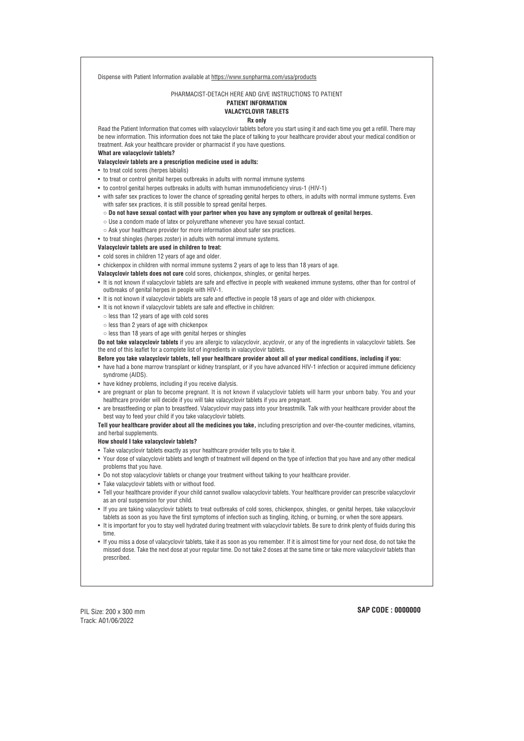Dispense with Patient Information available at https://www.sunpharma.com/usa/products

PHARMACIST-DETACH HERE AND GIVE INSTRUCTIONS TO PATIENT

# PATIENT INFORMATION
# VALACYCLOVIR TABLETS
**Rx only**

Read the Patient Information that comes with valacyclovir tablets before you start using it and each time you get a refill. There may be new information. This information does not take the place of talking to your healthcare provider about your medical condition or treatment. Ask your healthcare provider or pharmacist if you have questions.

**What are valacyclovir tablets?**

**Valacyclovir tablets are a prescription medicine used in adults:**

- to treat cold sores (herpes labialis)
- to treat or control genital herpes outbreaks in adults with normal immune systems
- to control genital herpes outbreaks in adults with human immunodeficiency virus-1 (HIV-1)
- with safer sex practices to lower the chance of spreading genital herpes to others, in adults with normal immune systems. Even with safer sex practices, it is still possible to spread genital herpes.
  - **Do not have sexual contact with your partner when you have any symptom or outbreak of genital herpes.**
  - Use a condom made of latex or polyurethane whenever you have sexual contact.
  - Ask your healthcare provider for more information about safer sex practices.
- to treat shingles (herpes zoster) in adults with normal immune systems.

**Valacyclovir tablets are used in children to treat:**

- cold sores in children 12 years of age and older.
- chickenpox in children with normal immune systems 2 years of age to less than 18 years of age.

**Valacyclovir tablets does not cure** cold sores, chickenpox, shingles, or genital herpes.

- It is not known if valacyclovir tablets are safe and effective in people with weakened immune systems, other than for control of outbreaks of genital herpes in people with HIV-1.
- It is not known if valacyclovir tablets are safe and effective in people 18 years of age and older with chickenpox.
- It is not known if valacyclovir tablets are safe and effective in children:
  - less than 12 years of age with cold sores
  - less than 2 years of age with chickenpox
  - less than 18 years of age with genital herpes or shingles

**Do not take valacyclovir tablets** if you are allergic to valacyclovir, acyclovir, or any of the ingredients in valacyclovir tablets. See the end of this leaflet for a complete list of ingredients in valacyclovir tablets.

**Before you take valacyclovir tablets, tell your healthcare provider about all of your medical conditions, including if you:**

- have had a bone marrow transplant or kidney transplant, or if you have advanced HIV-1 infection or acquired immune deficiency syndrome (AIDS).
- have kidney problems, including if you receive dialysis.
- are pregnant or plan to become pregnant. It is not known if valacyclovir tablets will harm your unborn baby. You and your healthcare provider will decide if you will take valacyclovir tablets if you are pregnant.
- are breastfeeding or plan to breastfeed. Valacyclovir may pass into your breastmilk. Talk with your healthcare provider about the best way to feed your child if you take valacyclovir tablets.

**Tell your healthcare provider about all the medicines you take,** including prescription and over-the-counter medicines, vitamins, and herbal supplements.

**How should I take valacyclovir tablets?**

- Take valacyclovir tablets exactly as your healthcare provider tells you to take it.
- Your dose of valacyclovir tablets and length of treatment will depend on the type of infection that you have and any other medical problems that you have.
- Do not stop valacyclovir tablets or change your treatment without talking to your healthcare provider.
- Take valacyclovir tablets with or without food.
- Tell your healthcare provider if your child cannot swallow valacyclovir tablets. Your healthcare provider can prescribe valacyclovir as an oral suspension for your child.
- If you are taking valacyclovir tablets to treat outbreaks of cold sores, chickenpox, shingles, or genital herpes, take valacyclovir tablets as soon as you have the first symptoms of infection such as tingling, itching, or burning, or when the sore appears.
- It is important for you to stay well hydrated during treatment with valacyclovir tablets. Be sure to drink plenty of fluids during this time.
- If you miss a dose of valacyclovir tablets, take it as soon as you remember. If it is almost time for your next dose, do not take the missed dose. Take the next dose at your regular time. Do not take 2 doses at the same time or take more valacyclovir tablets than prescribed.

PIL Size: 200 x 300 mm
Track: A01/06/2022

**SAP CODE : 0000000**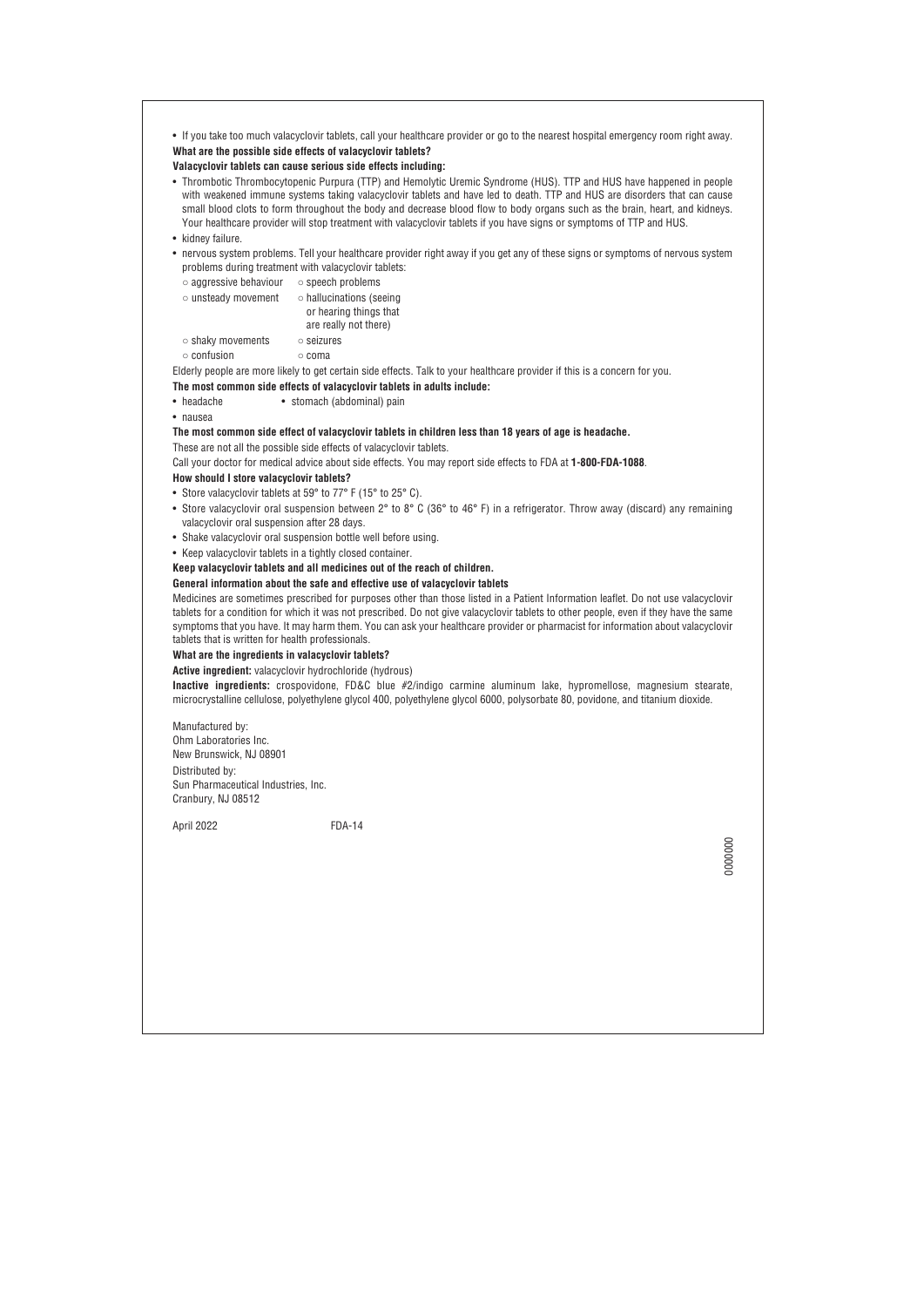- If you take too much valacyclovir tablets, call your healthcare provider or go to the nearest hospital emergency room right away.

**What are the possible side effects of valacyclovir tablets?**

**Valacyclovir tablets can cause serious side effects including:**

- Thrombotic Thrombocytopenic Purpura (TTP) and Hemolytic Uremic Syndrome (HUS). TTP and HUS have happened in people with weakened immune systems taking valacyclovir tablets and have led to death. TTP and HUS are disorders that can cause small blood clots to form throughout the body and decrease blood flow to body organs such as the brain, heart, and kidneys. Your healthcare provider will stop treatment with valacyclovir tablets if you have signs or symptoms of TTP and HUS.
- kidney failure.
- nervous system problems. Tell your healthcare provider right away if you get any of these signs or symptoms of nervous system problems during treatment with valacyclovir tablets:
  - aggressive behaviour
  - speech problems
  - unsteady movement
  - hallucinations (seeing or hearing things that are really not there)
  - shaky movements
  - seizures
  - confusion
  - coma

Elderly people are more likely to get certain side effects. Talk to your healthcare provider if this is a concern for you.

**The most common side effects of valacyclovir tablets in adults include:**

- headache
- stomach (abdominal) pain
- nausea

**The most common side effect of valacyclovir tablets in children less than 18 years of age is headache.**

These are not all the possible side effects of valacyclovir tablets.

Call your doctor for medical advice about side effects. You may report side effects to FDA at **1-800-FDA-1088**.

**How should I store valacyclovir tablets?**

- Store valacyclovir tablets at 59° to 77° F (15° to 25° C).
- Store valacyclovir oral suspension between 2° to 8° C (36° to 46° F) in a refrigerator. Throw away (discard) any remaining valacyclovir oral suspension after 28 days.
- Shake valacyclovir oral suspension bottle well before using.
- Keep valacyclovir tablets in a tightly closed container.

**Keep valacyclovir tablets and all medicines out of the reach of children.**

**General information about the safe and effective use of valacyclovir tablets**

Medicines are sometimes prescribed for purposes other than those listed in a Patient Information leaflet. Do not use valacyclovir tablets for a condition for which it was not prescribed. Do not give valacyclovir tablets to other people, even if they have the same symptoms that you have. It may harm them. You can ask your healthcare provider or pharmacist for information about valacyclovir tablets that is written for health professionals.

**What are the ingredients in valacyclovir tablets?**

**Active ingredient:** valacyclovir hydrochloride (hydrous)

**Inactive ingredients:** crospovidone, FD&C blue #2/indigo carmine aluminum lake, hypromellose, magnesium stearate, microcrystalline cellulose, polyethylene glycol 400, polyethylene glycol 6000, polysorbate 80, povidone, and titanium dioxide.

Manufactured by:
Ohm Laboratories Inc.
New Brunswick, NJ 08901

Distributed by:
Sun Pharmaceutical Industries, Inc.
Cranbury, NJ 08512

April 2022 FDA-14

0000000